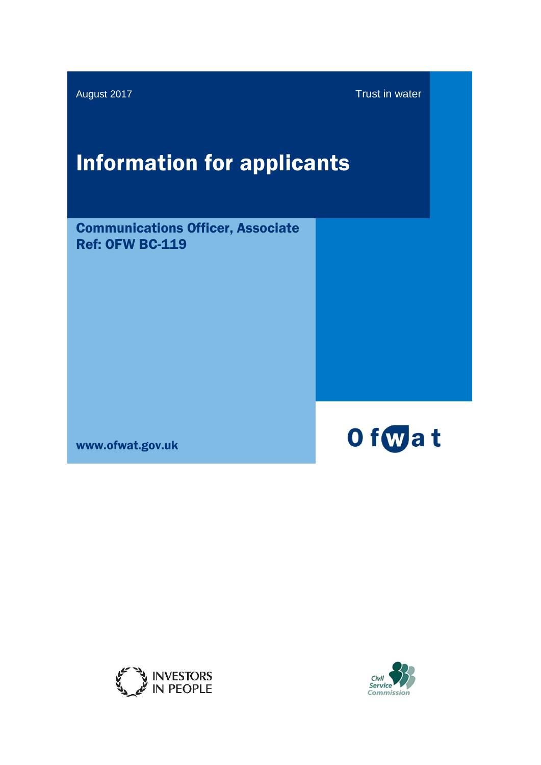August 2017

Trust in water

# Information for applicants

## Communications Officer, Associate
## Ref: OFW BC-119

www.ofwat.gov.uk

Ofwat

INVESTORS IN PEOPLE

Civil Service Commission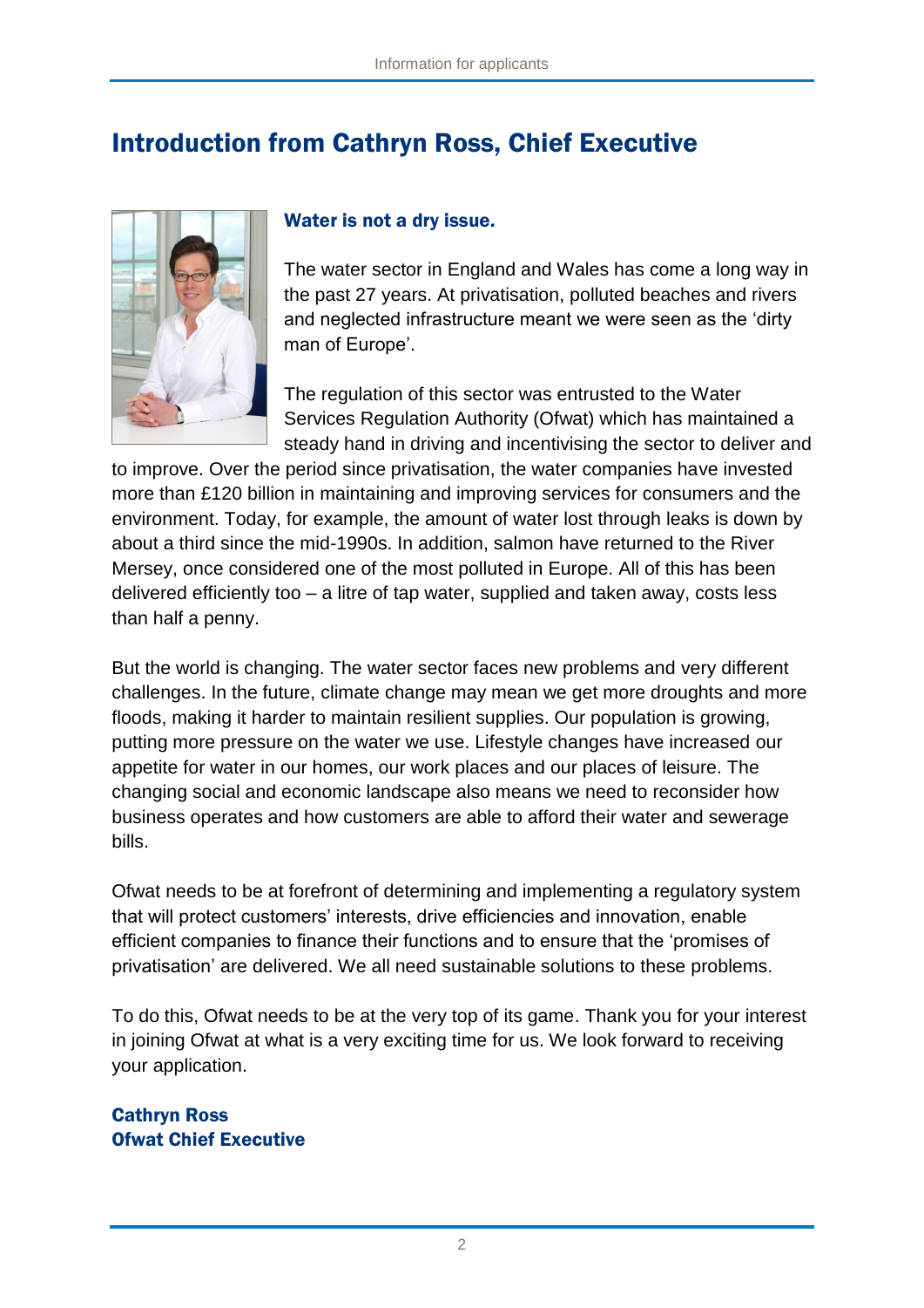# Introduction from Cathryn Ross, Chief Executive

**Water is not a dry issue.**

The water sector in England and Wales has come a long way in the past 27 years. At privatisation, polluted beaches and rivers and neglected infrastructure meant we were seen as the 'dirty man of Europe'.

The regulation of this sector was entrusted to the Water Services Regulation Authority (Ofwat) which has maintained a steady hand in driving and incentivising the sector to deliver and to improve. Over the period since privatisation, the water companies have invested more than £120 billion in maintaining and improving services for consumers and the environment. Today, for example, the amount of water lost through leaks is down by about a third since the mid-1990s. In addition, salmon have returned to the River Mersey, once considered one of the most polluted in Europe. All of this has been delivered efficiently too – a litre of tap water, supplied and taken away, costs less than half a penny.

But the world is changing. The water sector faces new problems and very different challenges. In the future, climate change may mean we get more droughts and more floods, making it harder to maintain resilient supplies. Our population is growing, putting more pressure on the water we use. Lifestyle changes have increased our appetite for water in our homes, our work places and our places of leisure. The changing social and economic landscape also means we need to reconsider how business operates and how customers are able to afford their water and sewerage bills.

Ofwat needs to be at forefront of determining and implementing a regulatory system that will protect customers' interests, drive efficiencies and innovation, enable efficient companies to finance their functions and to ensure that the 'promises of privatisation' are delivered. We all need sustainable solutions to these problems.

To do this, Ofwat needs to be at the very top of its game. Thank you for your interest in joining Ofwat at what is a very exciting time for us. We look forward to receiving your application.

**Cathryn Ross**
**Ofwat Chief Executive**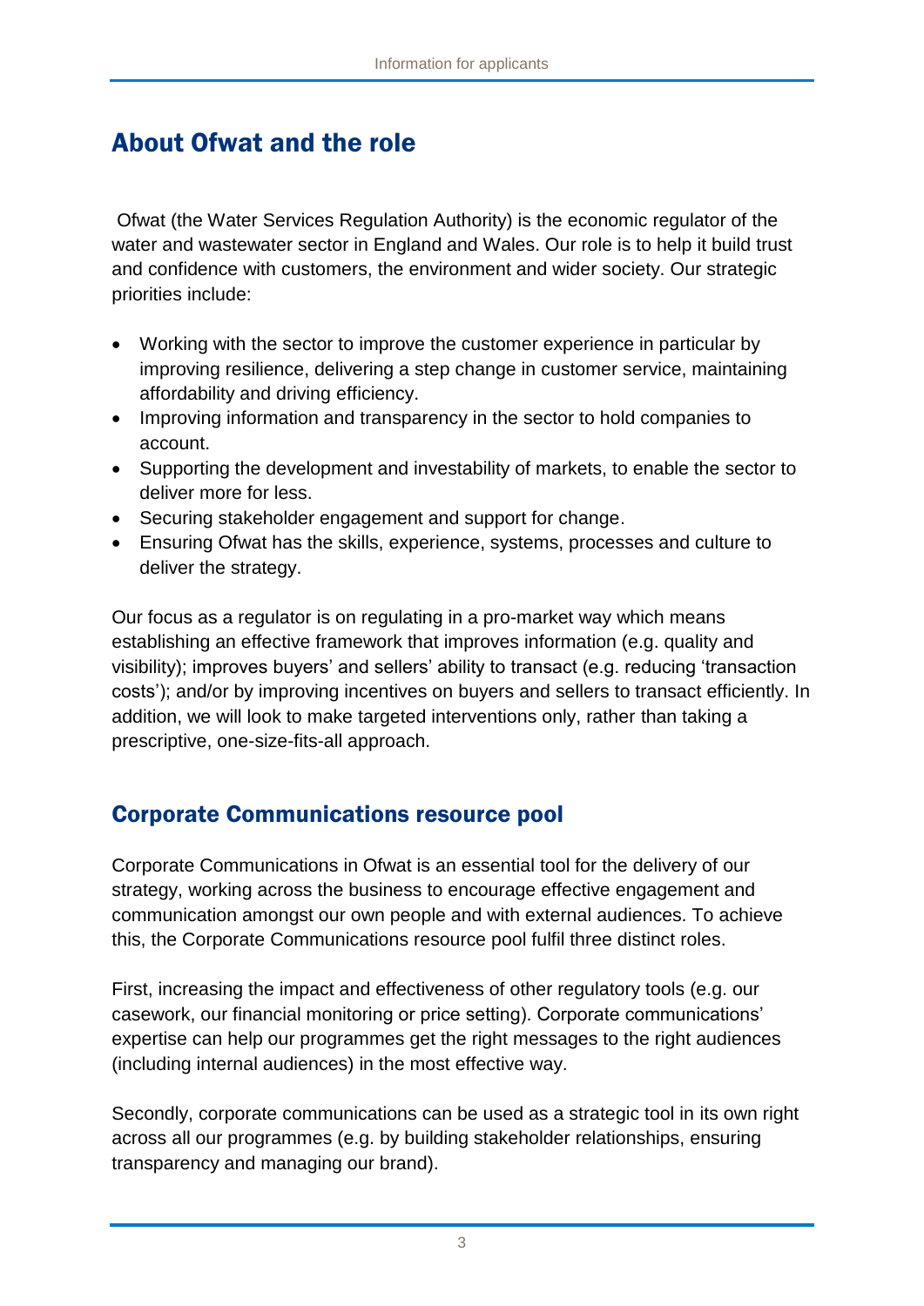## About Ofwat and the role

Ofwat (the Water Services Regulation Authority) is the economic regulator of the water and wastewater sector in England and Wales. Our role is to help it build trust and confidence with customers, the environment and wider society. Our strategic priorities include:

- Working with the sector to improve the customer experience in particular by improving resilience, delivering a step change in customer service, maintaining affordability and driving efficiency.
- Improving information and transparency in the sector to hold companies to account.
- Supporting the development and investability of markets, to enable the sector to deliver more for less.
- Securing stakeholder engagement and support for change.
- Ensuring Ofwat has the skills, experience, systems, processes and culture to deliver the strategy.

Our focus as a regulator is on regulating in a pro-market way which means establishing an effective framework that improves information (e.g. quality and visibility); improves buyers' and sellers' ability to transact (e.g. reducing 'transaction costs'); and/or by improving incentives on buyers and sellers to transact efficiently. In addition, we will look to make targeted interventions only, rather than taking a prescriptive, one-size-fits-all approach.

### Corporate Communications resource pool

Corporate Communications in Ofwat is an essential tool for the delivery of our strategy, working across the business to encourage effective engagement and communication amongst our own people and with external audiences. To achieve this, the Corporate Communications resource pool fulfil three distinct roles.

First, increasing the impact and effectiveness of other regulatory tools (e.g. our casework, our financial monitoring or price setting). Corporate communications' expertise can help our programmes get the right messages to the right audiences (including internal audiences) in the most effective way.

Secondly, corporate communications can be used as a strategic tool in its own right across all our programmes (e.g. by building stakeholder relationships, ensuring transparency and managing our brand).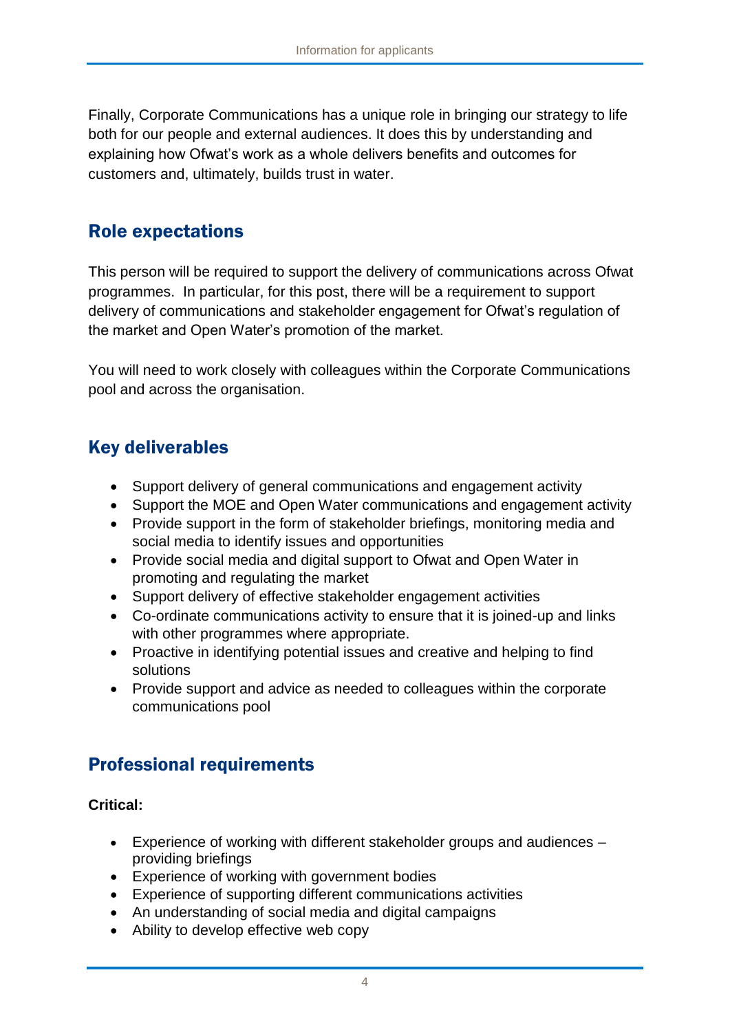Finally, Corporate Communications has a unique role in bringing our strategy to life both for our people and external audiences. It does this by understanding and explaining how Ofwat's work as a whole delivers benefits and outcomes for customers and, ultimately, builds trust in water.

## Role expectations

This person will be required to support the delivery of communications across Ofwat programmes. In particular, for this post, there will be a requirement to support delivery of communications and stakeholder engagement for Ofwat's regulation of the market and Open Water's promotion of the market.

You will need to work closely with colleagues within the Corporate Communications pool and across the organisation.

## Key deliverables

- Support delivery of general communications and engagement activity
- Support the MOE and Open Water communications and engagement activity
- Provide support in the form of stakeholder briefings, monitoring media and social media to identify issues and opportunities
- Provide social media and digital support to Ofwat and Open Water in promoting and regulating the market
- Support delivery of effective stakeholder engagement activities
- Co-ordinate communications activity to ensure that it is joined-up and links with other programmes where appropriate.
- Proactive in identifying potential issues and creative and helping to find solutions
- Provide support and advice as needed to colleagues within the corporate communications pool

## Professional requirements

**Critical:**

- Experience of working with different stakeholder groups and audiences – providing briefings
- Experience of working with government bodies
- Experience of supporting different communications activities
- An understanding of social media and digital campaigns
- Ability to develop effective web copy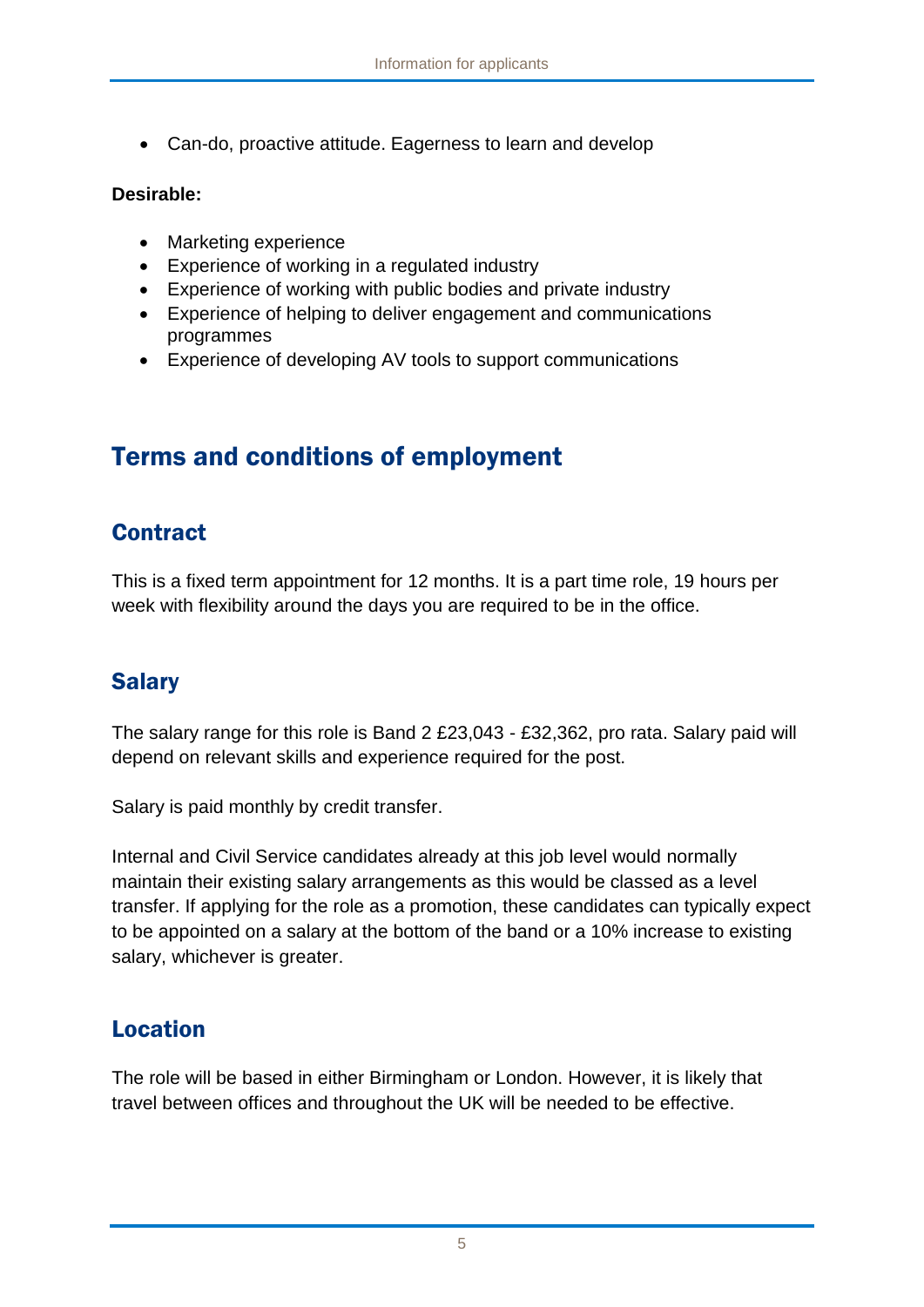- Can-do, proactive attitude. Eagerness to learn and develop

**Desirable:**

- Marketing experience
- Experience of working in a regulated industry
- Experience of working with public bodies and private industry
- Experience of helping to deliver engagement and communications programmes
- Experience of developing AV tools to support communications

# Terms and conditions of employment

## Contract

This is a fixed term appointment for 12 months. It is a part time role, 19 hours per week with flexibility around the days you are required to be in the office.

## Salary

The salary range for this role is Band 2 £23,043 - £32,362, pro rata. Salary paid will depend on relevant skills and experience required for the post.

Salary is paid monthly by credit transfer.

Internal and Civil Service candidates already at this job level would normally maintain their existing salary arrangements as this would be classed as a level transfer. If applying for the role as a promotion, these candidates can typically expect to be appointed on a salary at the bottom of the band or a 10% increase to existing salary, whichever is greater.

## Location

The role will be based in either Birmingham or London. However, it is likely that travel between offices and throughout the UK will be needed to be effective.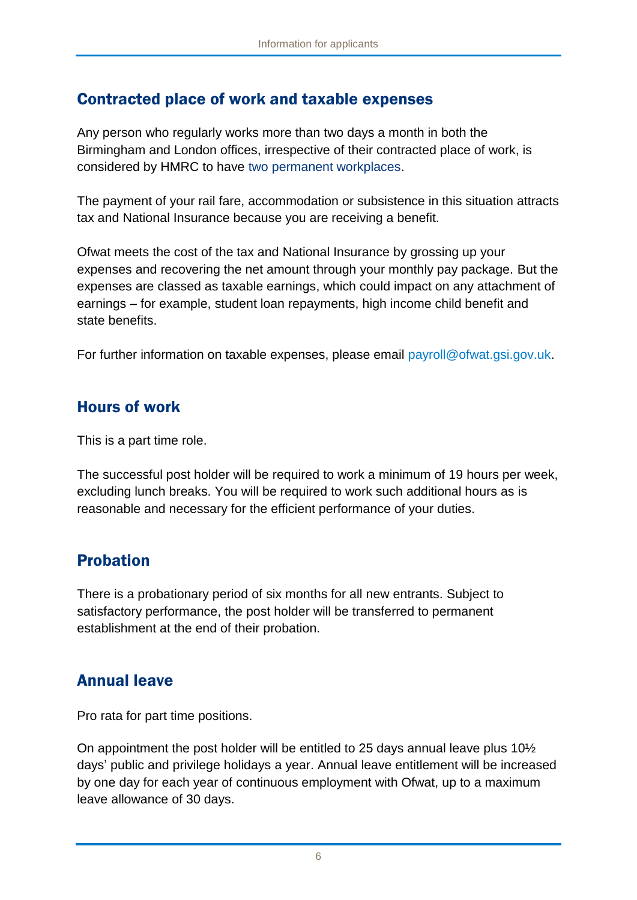## Contracted place of work and taxable expenses

Any person who regularly works more than two days a month in both the Birmingham and London offices, irrespective of their contracted place of work, is considered by HMRC to have two permanent workplaces.

The payment of your rail fare, accommodation or subsistence in this situation attracts tax and National Insurance because you are receiving a benefit.

Ofwat meets the cost of the tax and National Insurance by grossing up your expenses and recovering the net amount through your monthly pay package. But the expenses are classed as taxable earnings, which could impact on any attachment of earnings – for example, student loan repayments, high income child benefit and state benefits.

For further information on taxable expenses, please email payroll@ofwat.gsi.gov.uk.

## Hours of work

This is a part time role.

The successful post holder will be required to work a minimum of 19 hours per week, excluding lunch breaks. You will be required to work such additional hours as is reasonable and necessary for the efficient performance of your duties.

## Probation

There is a probationary period of six months for all new entrants. Subject to satisfactory performance, the post holder will be transferred to permanent establishment at the end of their probation.

## Annual leave

Pro rata for part time positions.

On appointment the post holder will be entitled to 25 days annual leave plus 10½ days' public and privilege holidays a year. Annual leave entitlement will be increased by one day for each year of continuous employment with Ofwat, up to a maximum leave allowance of 30 days.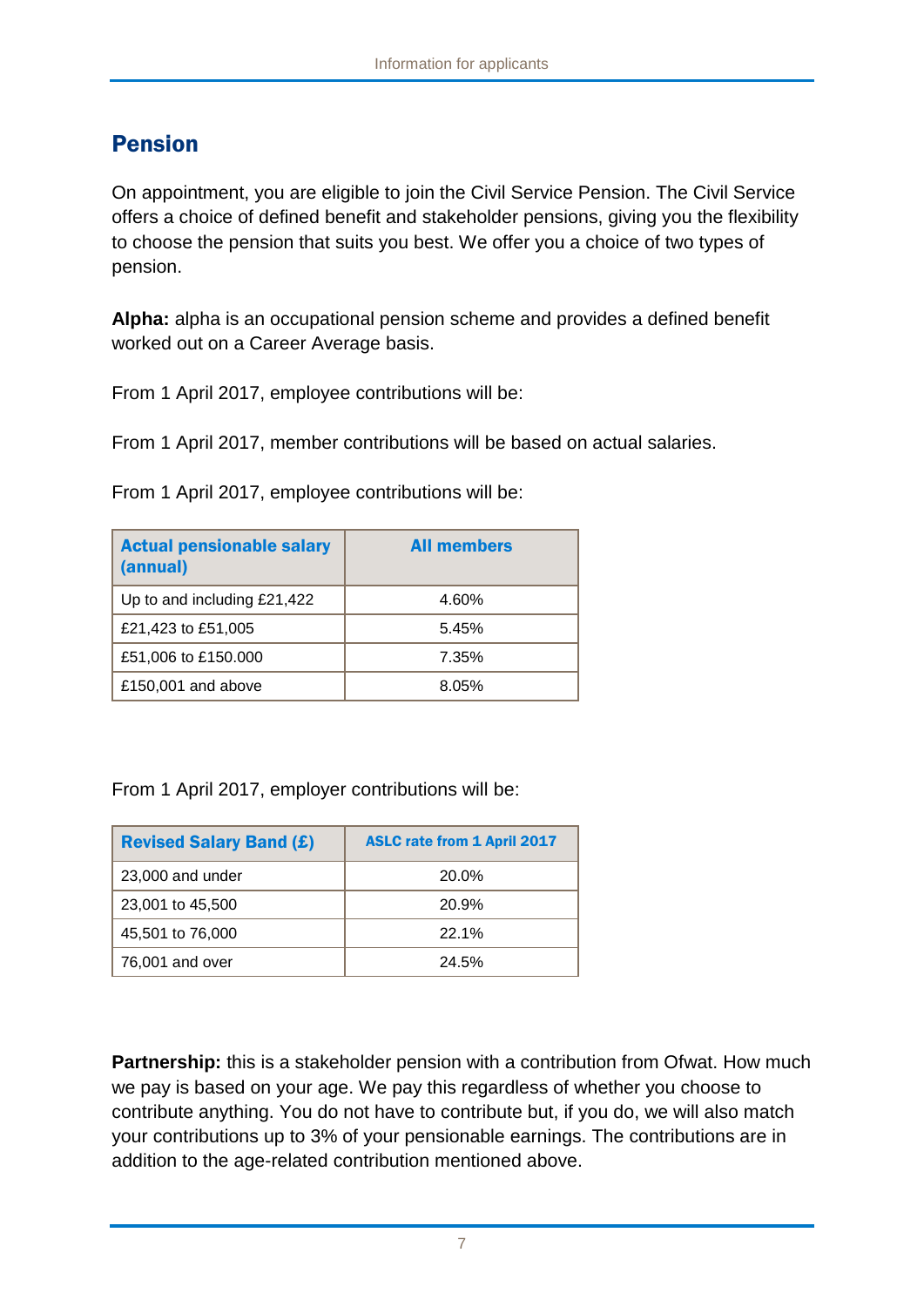## Pension

On appointment, you are eligible to join the Civil Service Pension. The Civil Service offers a choice of defined benefit and stakeholder pensions, giving you the flexibility to choose the pension that suits you best. We offer you a choice of two types of pension.

**Alpha:** alpha is an occupational pension scheme and provides a defined benefit worked out on a Career Average basis.

From 1 April 2017, employee contributions will be:

From 1 April 2017, member contributions will be based on actual salaries.

From 1 April 2017, employee contributions will be:

| Actual pensionable salary (annual) | All members |
|---|---|
| Up to and including £21,422 | 4.60% |
| £21,423 to £51,005 | 5.45% |
| £51,006 to £150.000 | 7.35% |
| £150,001 and above | 8.05% |

From 1 April 2017, employer contributions will be:

| Revised Salary Band (£) | ASLC rate from 1 April 2017 |
|---|---|
| 23,000 and under | 20.0% |
| 23,001 to 45,500 | 20.9% |
| 45,501 to 76,000 | 22.1% |
| 76,001 and over | 24.5% |

**Partnership:** this is a stakeholder pension with a contribution from Ofwat. How much we pay is based on your age. We pay this regardless of whether you choose to contribute anything. You do not have to contribute but, if you do, we will also match your contributions up to 3% of your pensionable earnings. The contributions are in addition to the age-related contribution mentioned above.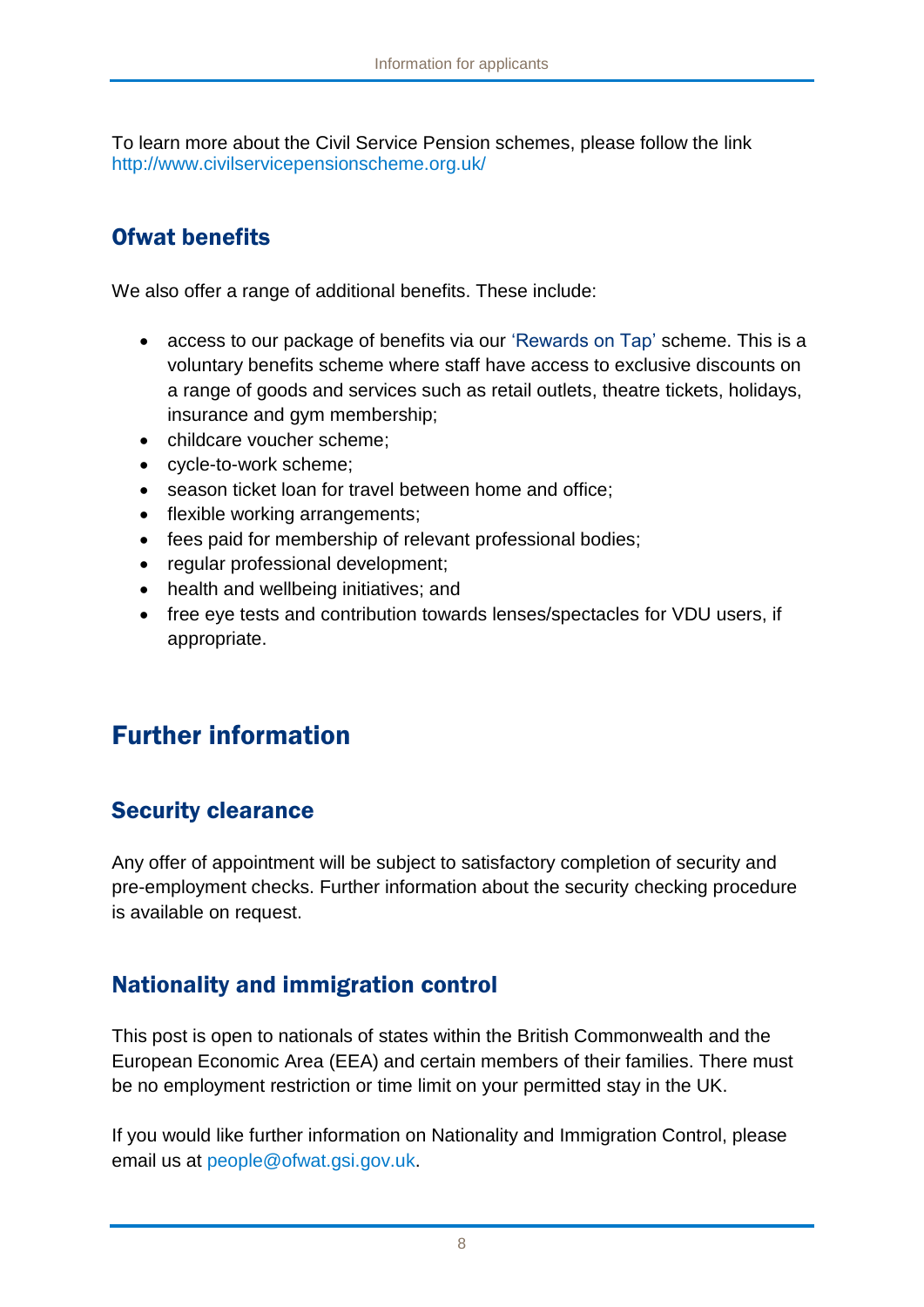To learn more about the Civil Service Pension schemes, please follow the link http://www.civilservicepensionscheme.org.uk/

## Ofwat benefits

We also offer a range of additional benefits. These include:

- access to our package of benefits via our 'Rewards on Tap' scheme. This is a voluntary benefits scheme where staff have access to exclusive discounts on a range of goods and services such as retail outlets, theatre tickets, holidays, insurance and gym membership;
- childcare voucher scheme;
- cycle-to-work scheme;
- season ticket loan for travel between home and office;
- flexible working arrangements;
- fees paid for membership of relevant professional bodies;
- regular professional development;
- health and wellbeing initiatives; and
- free eye tests and contribution towards lenses/spectacles for VDU users, if appropriate.

# Further information

## Security clearance

Any offer of appointment will be subject to satisfactory completion of security and pre-employment checks. Further information about the security checking procedure is available on request.

## Nationality and immigration control

This post is open to nationals of states within the British Commonwealth and the European Economic Area (EEA) and certain members of their families. There must be no employment restriction or time limit on your permitted stay in the UK.

If you would like further information on Nationality and Immigration Control, please email us at people@ofwat.gsi.gov.uk.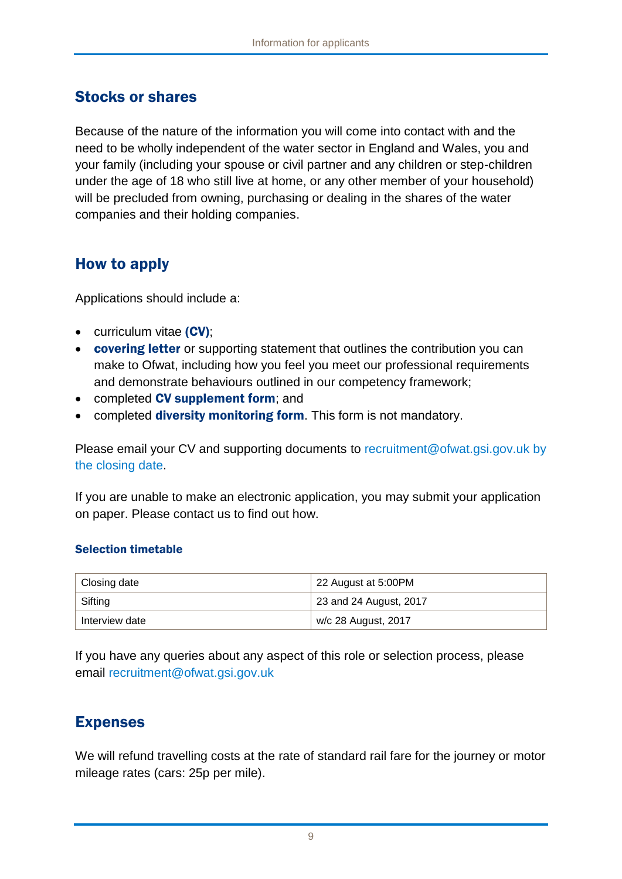## Stocks or shares

Because of the nature of the information you will come into contact with and the need to be wholly independent of the water sector in England and Wales, you and your family (including your spouse or civil partner and any children or step-children under the age of 18 who still live at home, or any other member of your household) will be precluded from owning, purchasing or dealing in the shares of the water companies and their holding companies.

## How to apply

Applications should include a:

- curriculum vitae **(CV)**;
- **covering letter** or supporting statement that outlines the contribution you can make to Ofwat, including how you feel you meet our professional requirements and demonstrate behaviours outlined in our competency framework;
- completed **CV supplement form**; and
- completed **diversity monitoring form**. This form is not mandatory.

Please email your CV and supporting documents to recruitment@ofwat.gsi.gov.uk by the closing date.

If you are unable to make an electronic application, you may submit your application on paper. Please contact us to find out how.

### Selection timetable

| Closing date | 22 August at 5:00PM |
|---|---|
| Sifting | 23 and 24 August, 2017 |
| Interview date | w/c 28 August, 2017 |

If you have any queries about any aspect of this role or selection process, please email recruitment@ofwat.gsi.gov.uk

## Expenses

We will refund travelling costs at the rate of standard rail fare for the journey or motor mileage rates (cars: 25p per mile).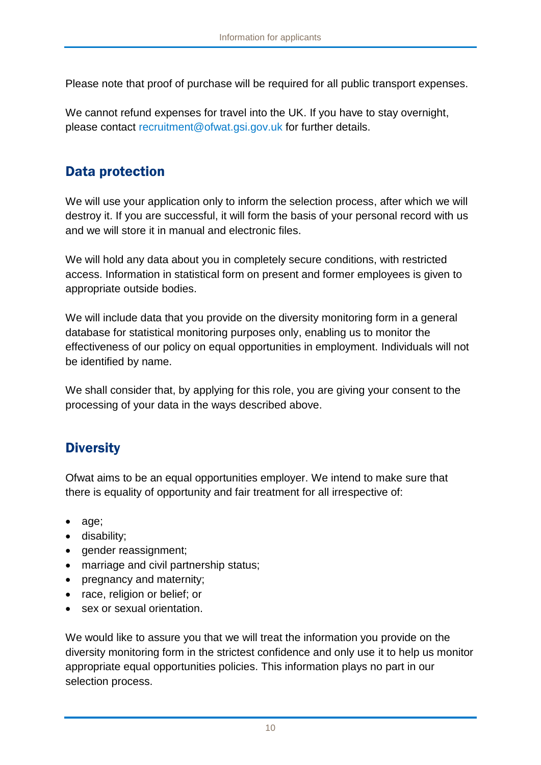Please note that proof of purchase will be required for all public transport expenses.

We cannot refund expenses for travel into the UK. If you have to stay overnight, please contact recruitment@ofwat.gsi.gov.uk for further details.

## Data protection

We will use your application only to inform the selection process, after which we will destroy it. If you are successful, it will form the basis of your personal record with us and we will store it in manual and electronic files.

We will hold any data about you in completely secure conditions, with restricted access. Information in statistical form on present and former employees is given to appropriate outside bodies.

We will include data that you provide on the diversity monitoring form in a general database for statistical monitoring purposes only, enabling us to monitor the effectiveness of our policy on equal opportunities in employment. Individuals will not be identified by name.

We shall consider that, by applying for this role, you are giving your consent to the processing of your data in the ways described above.

## Diversity

Ofwat aims to be an equal opportunities employer. We intend to make sure that there is equality of opportunity and fair treatment for all irrespective of:

- age;
- disability;
- gender reassignment;
- marriage and civil partnership status;
- pregnancy and maternity;
- race, religion or belief; or
- sex or sexual orientation.

We would like to assure you that we will treat the information you provide on the diversity monitoring form in the strictest confidence and only use it to help us monitor appropriate equal opportunities policies. This information plays no part in our selection process.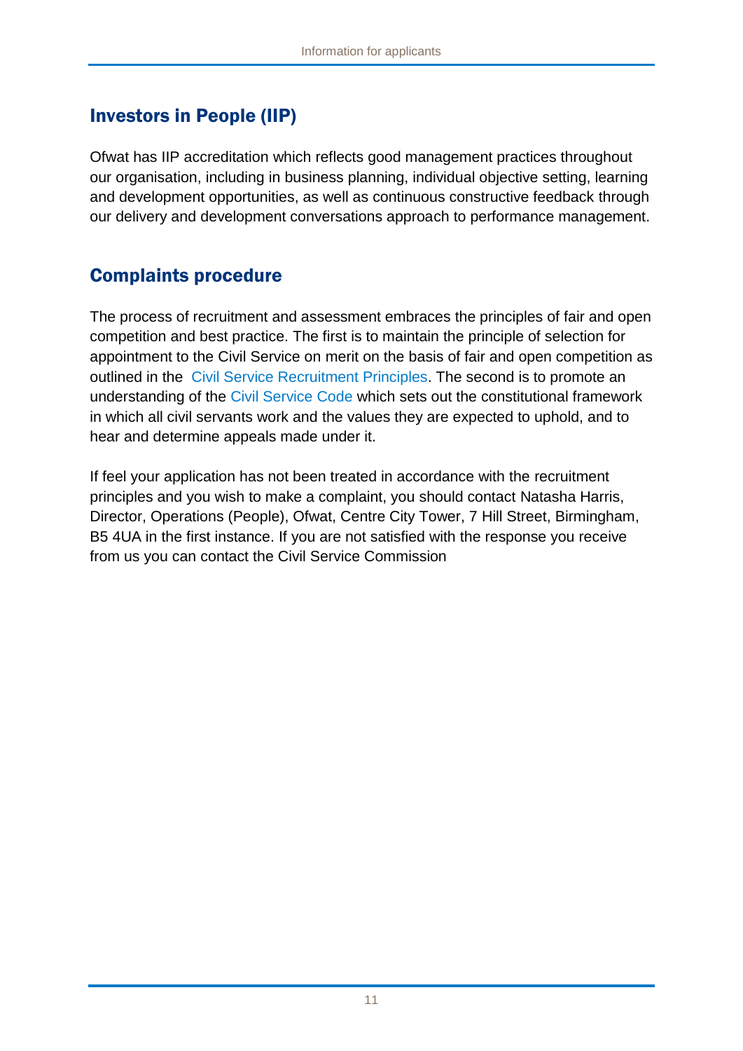## Investors in People (IIP)

Ofwat has IIP accreditation which reflects good management practices throughout our organisation, including in business planning, individual objective setting, learning and development opportunities, as well as continuous constructive feedback through our delivery and development conversations approach to performance management.

## Complaints procedure

The process of recruitment and assessment embraces the principles of fair and open competition and best practice. The first is to maintain the principle of selection for appointment to the Civil Service on merit on the basis of fair and open competition as outlined in the Civil Service Recruitment Principles. The second is to promote an understanding of the Civil Service Code which sets out the constitutional framework in which all civil servants work and the values they are expected to uphold, and to hear and determine appeals made under it.

If feel your application has not been treated in accordance with the recruitment principles and you wish to make a complaint, you should contact Natasha Harris, Director, Operations (People), Ofwat, Centre City Tower, 7 Hill Street, Birmingham, B5 4UA in the first instance. If you are not satisfied with the response you receive from us you can contact the Civil Service Commission